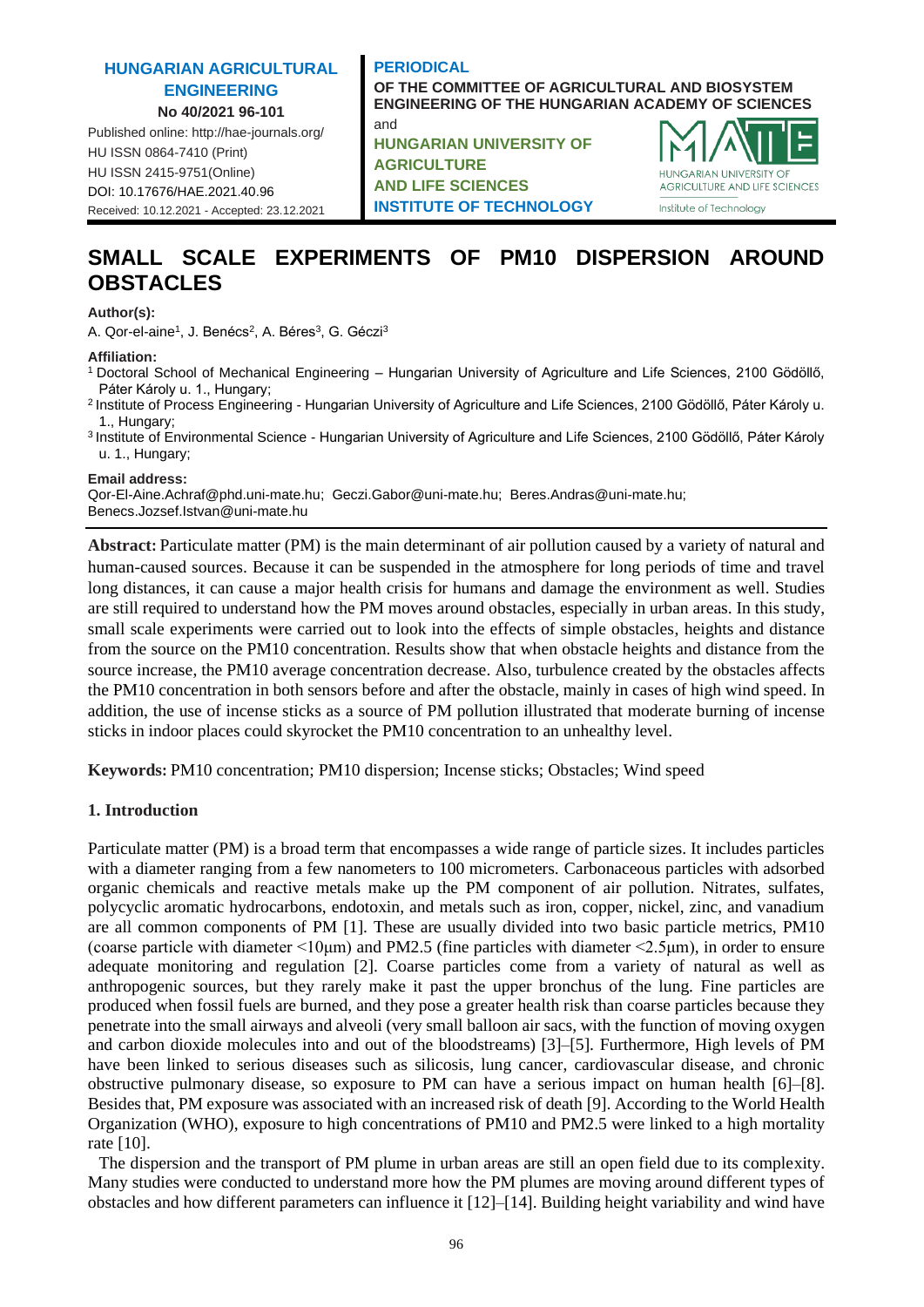**HUNGARIAN AGRICULTURAL ENGINEERING**

No 40/2021 96-101

Published online: http://hae-journals.org/

HU ISSN 0864-7410 (Print)

HU ISSN 2415-9751(Online)

DOI: 10.17676/HAE.2021.40.96

Received: 10.12.2021 - Accepted: 23.12.2021

**PERIODICAL**

**OF THE COMMITTEE OF AGRICULTURAL AND BIOSYSTEM ENGINEERING OF THE HUNGARIAN ACADEMY OF SCIENCES**

and

**HUNGARIAN UNIVERSITY OF AGRICULTURE AND LIFE SCIENCES INSTITUTE OF TECHNOLOGY**

# SMALL SCALE EXPERIMENTS OF PM10 DISPERSION AROUND OBSTACLES

**Author(s):**

A. Qor-el-aine[1], J. Benécs[2], A. Béres[3], G. Géczi[3]

**Affiliation:**

[1] Doctoral School of Mechanical Engineering – Hungarian University of Agriculture and Life Sciences, 2100 Gödöllő, Páter Károly u. 1., Hungary;

[2] Institute of Process Engineering - Hungarian University of Agriculture and Life Sciences, 2100 Gödöllő, Páter Károly u. 1., Hungary;

[3] Institute of Environmental Science - Hungarian University of Agriculture and Life Sciences, 2100 Gödöllő, Páter Károly u. 1., Hungary;

**Email address:**

Qor-El-Aine.Achraf@phd.uni-mate.hu; Geczi.Gabor@uni-mate.hu; Beres.Andras@uni-mate.hu; Benecs.Jozsef.Istvan@uni-mate.hu

**Abstract:** Particulate matter (PM) is the main determinant of air pollution caused by a variety of natural and human-caused sources. Because it can be suspended in the atmosphere for long periods of time and travel long distances, it can cause a major health crisis for humans and damage the environment as well. Studies are still required to understand how the PM moves around obstacles, especially in urban areas. In this study, small scale experiments were carried out to look into the effects of simple obstacles, heights and distance from the source on the PM10 concentration. Results show that when obstacle heights and distance from the source increase, the PM10 average concentration decrease. Also, turbulence created by the obstacles affects the PM10 concentration in both sensors before and after the obstacle, mainly in cases of high wind speed. In addition, the use of incense sticks as a source of PM pollution illustrated that moderate burning of incense sticks in indoor places could skyrocket the PM10 concentration to an unhealthy level.

**Keywords:** PM10 concentration; PM10 dispersion; Incense sticks; Obstacles; Wind speed

## 1. Introduction

Particulate matter (PM) is a broad term that encompasses a wide range of particle sizes. It includes particles with a diameter ranging from a few nanometers to 100 micrometers. Carbonaceous particles with adsorbed organic chemicals and reactive metals make up the PM component of air pollution. Nitrates, sulfates, polycyclic aromatic hydrocarbons, endotoxin, and metals such as iron, copper, nickel, zinc, and vanadium are all common components of PM [1]. These are usually divided into two basic particle metrics, PM10 (coarse particle with diameter <10μm) and PM2.5 (fine particles with diameter <2.5μm), in order to ensure adequate monitoring and regulation [2]. Coarse particles come from a variety of natural as well as anthropogenic sources, but they rarely make it past the upper bronchus of the lung. Fine particles are produced when fossil fuels are burned, and they pose a greater health risk than coarse particles because they penetrate into the small airways and alveoli (very small balloon air sacs, with the function of moving oxygen and carbon dioxide molecules into and out of the bloodstreams) [3]–[5]. Furthermore, High levels of PM have been linked to serious diseases such as silicosis, lung cancer, cardiovascular disease, and chronic obstructive pulmonary disease, so exposure to PM can have a serious impact on human health [6]–[8]. Besides that, PM exposure was associated with an increased risk of death [9]. According to the World Health Organization (WHO), exposure to high concentrations of PM10 and PM2.5 were linked to a high mortality rate [10].

The dispersion and the transport of PM plume in urban areas are still an open field due to its complexity. Many studies were conducted to understand more how the PM plumes are moving around different types of obstacles and how different parameters can influence it [12]–[14]. Building height variability and wind have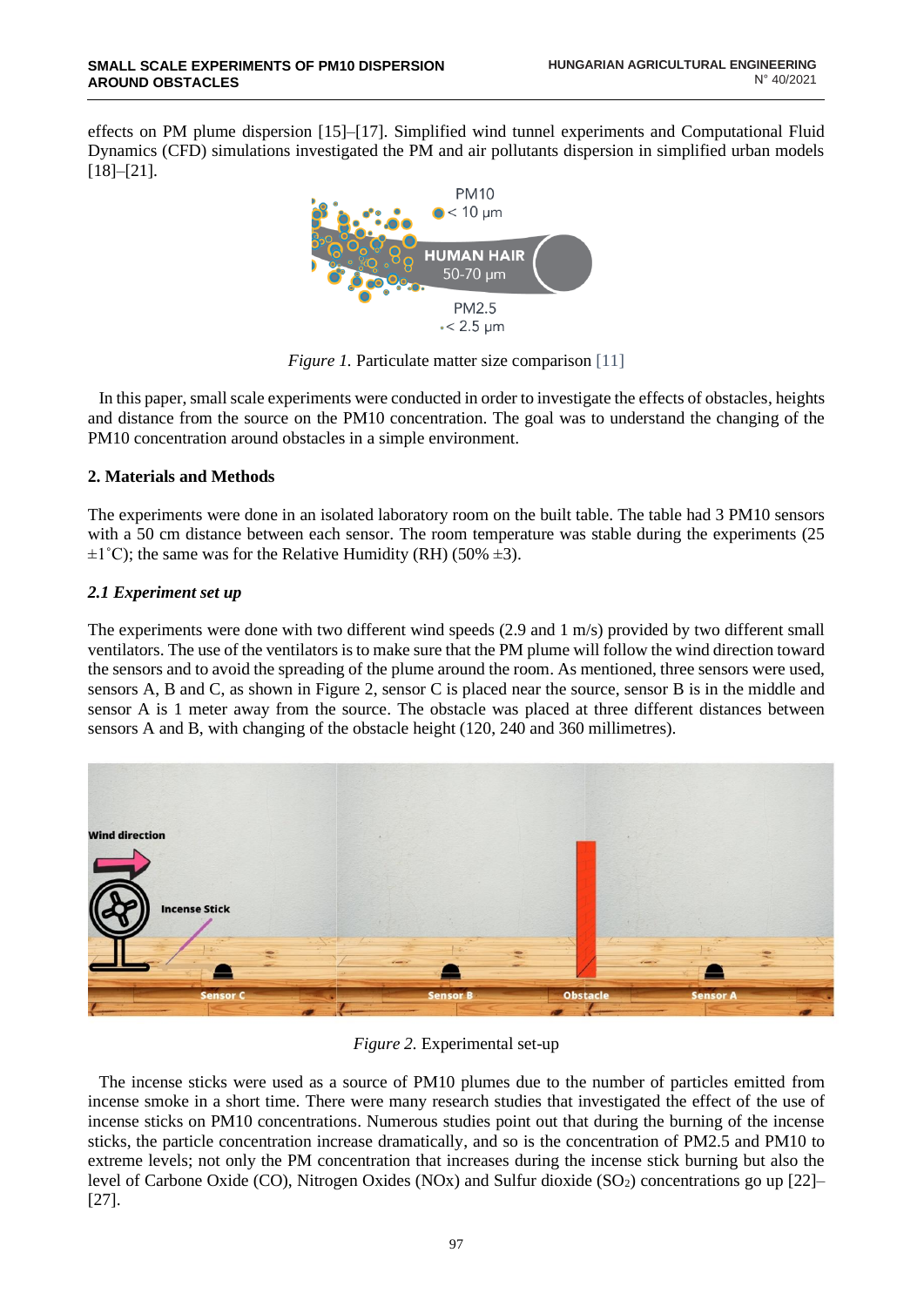effects on PM plume dispersion [15]–[17]. Simplified wind tunnel experiments and Computational Fluid Dynamics (CFD) simulations investigated the PM and air pollutants dispersion in simplified urban models [18]–[21].

PM10
< 10 µm
HUMAN HAIR
50-70 µm
PM2.5
< 2.5 µm

*Figure 1.* Particulate matter size comparison [11]

In this paper, small scale experiments were conducted in order to investigate the effects of obstacles, heights and distance from the source on the PM10 concentration. The goal was to understand the changing of the PM10 concentration around obstacles in a simple environment.

## 2. Materials and Methods

The experiments were done in an isolated laboratory room on the built table. The table had 3 PM10 sensors with a 50 cm distance between each sensor. The room temperature was stable during the experiments (25 ±1˚C); the same was for the Relative Humidity (RH) (50% ±3).

### *2.1 Experiment set up*

The experiments were done with two different wind speeds (2.9 and 1 m/s) provided by two different small ventilators. The use of the ventilators is to make sure that the PM plume will follow the wind direction toward the sensors and to avoid the spreading of the plume around the room. As mentioned, three sensors were used, sensors A, B and C, as shown in Figure 2, sensor C is placed near the source, sensor B is in the middle and sensor A is 1 meter away from the source. The obstacle was placed at three different distances between sensors A and B, with changing of the obstacle height (120, 240 and 360 millimetres).

Wind direction
Incense Stick
Sensor C
Sensor B
Obstacle
Sensor A

*Figure 2.* Experimental set-up

The incense sticks were used as a source of PM10 plumes due to the number of particles emitted from incense smoke in a short time. There were many research studies that investigated the effect of the use of incense sticks on PM10 concentrations. Numerous studies point out that during the burning of the incense sticks, the particle concentration increase dramatically, and so is the concentration of PM2.5 and PM10 to extreme levels; not only the PM concentration that increases during the incense stick burning but also the level of Carbone Oxide (CO), Nitrogen Oxides (NOx) and Sulfur dioxide ($SO_2$) concentrations go up [22]–[27].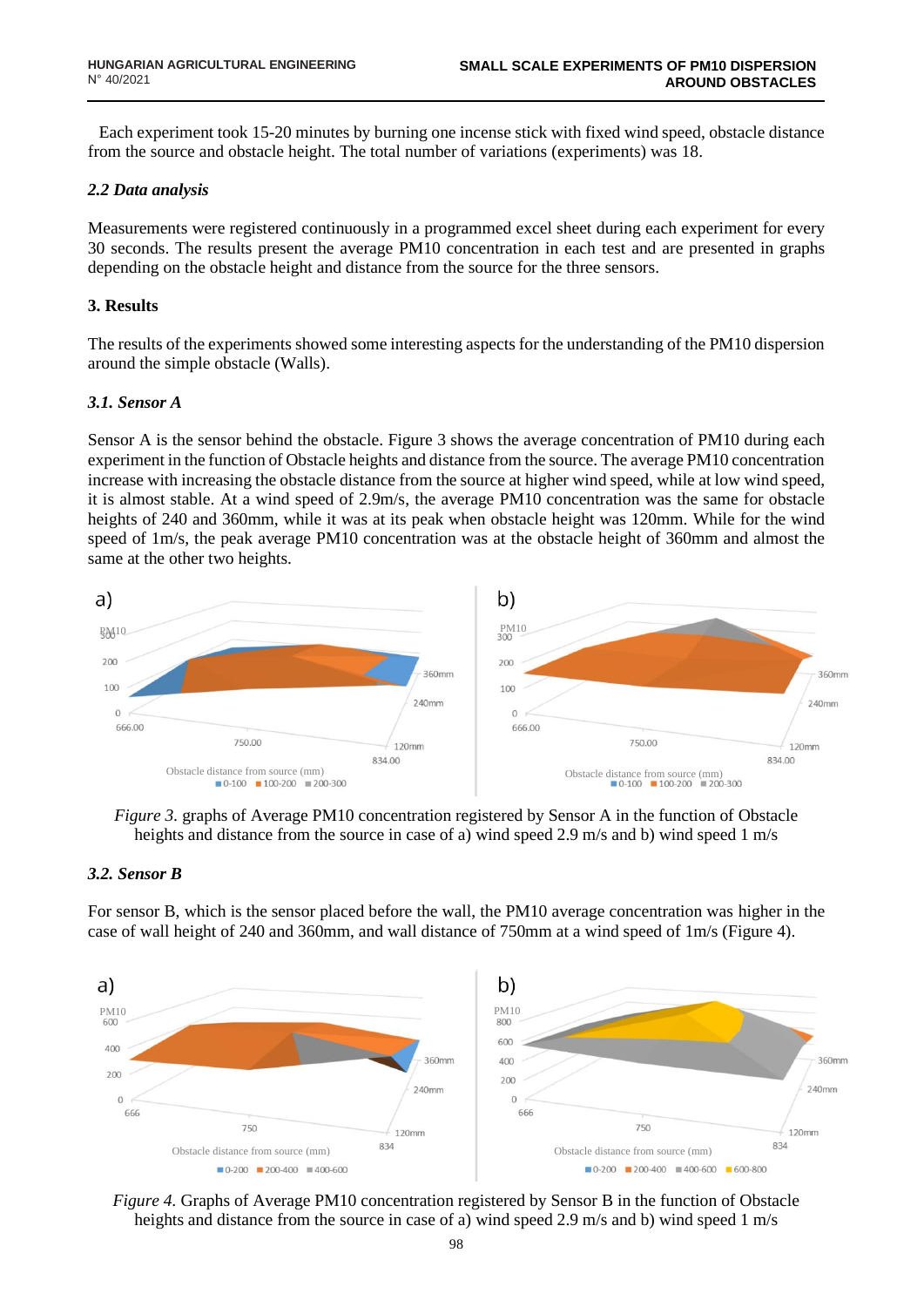Each experiment took 15-20 minutes by burning one incense stick with fixed wind speed, obstacle distance from the source and obstacle height. The total number of variations (experiments) was 18.

### *2.2 Data analysis*

Measurements were registered continuously in a programmed excel sheet during each experiment for every 30 seconds. The results present the average PM10 concentration in each test and are presented in graphs depending on the obstacle height and distance from the source for the three sensors.

## 3. Results

The results of the experiments showed some interesting aspects for the understanding of the PM10 dispersion around the simple obstacle (Walls).

### *3.1. Sensor A*

Sensor A is the sensor behind the obstacle. Figure 3 shows the average concentration of PM10 during each experiment in the function of Obstacle heights and distance from the source. The average PM10 concentration increase with increasing the obstacle distance from the source at higher wind speed, while at low wind speed, it is almost stable. At a wind speed of 2.9m/s, the average PM10 concentration was the same for obstacle heights of 240 and 360mm, while it was at its peak when obstacle height was 120mm. While for the wind speed of 1m/s, the peak average PM10 concentration was at the obstacle height of 360mm and almost the same at the other two heights.

a)

PM10
300
200
100
0
666.00
750.00
834.00
120mm
240mm
360mm
Obstacle distance from source (mm)
0-100 100-200 200-300

b)

PM10
300
200
100
0
666.00
750.00
834.00
120mm
240mm
360mm
Obstacle distance from source (mm)
0-100 100-200 200-300

*Figure 3.* graphs of Average PM10 concentration registered by Sensor A in the function of Obstacle heights and distance from the source in case of a) wind speed 2.9 m/s and b) wind speed 1 m/s

### *3.2. Sensor B*

For sensor B, which is the sensor placed before the wall, the PM10 average concentration was higher in the case of wall height of 240 and 360mm, and wall distance of 750mm at a wind speed of 1m/s (Figure 4).

a)

PM10
600
400
200
0
666
750
834
120mm
240mm
360mm
Obstacle distance from source (mm)
0-200 200-400 400-600

b)

PM10
800
600
400
200
0
666
750
834
120mm
240mm
360mm
Obstacle distance from source (mm)
0-200 200-400 400-600 600-800

*Figure 4.* Graphs of Average PM10 concentration registered by Sensor B in the function of Obstacle heights and distance from the source in case of a) wind speed 2.9 m/s and b) wind speed 1 m/s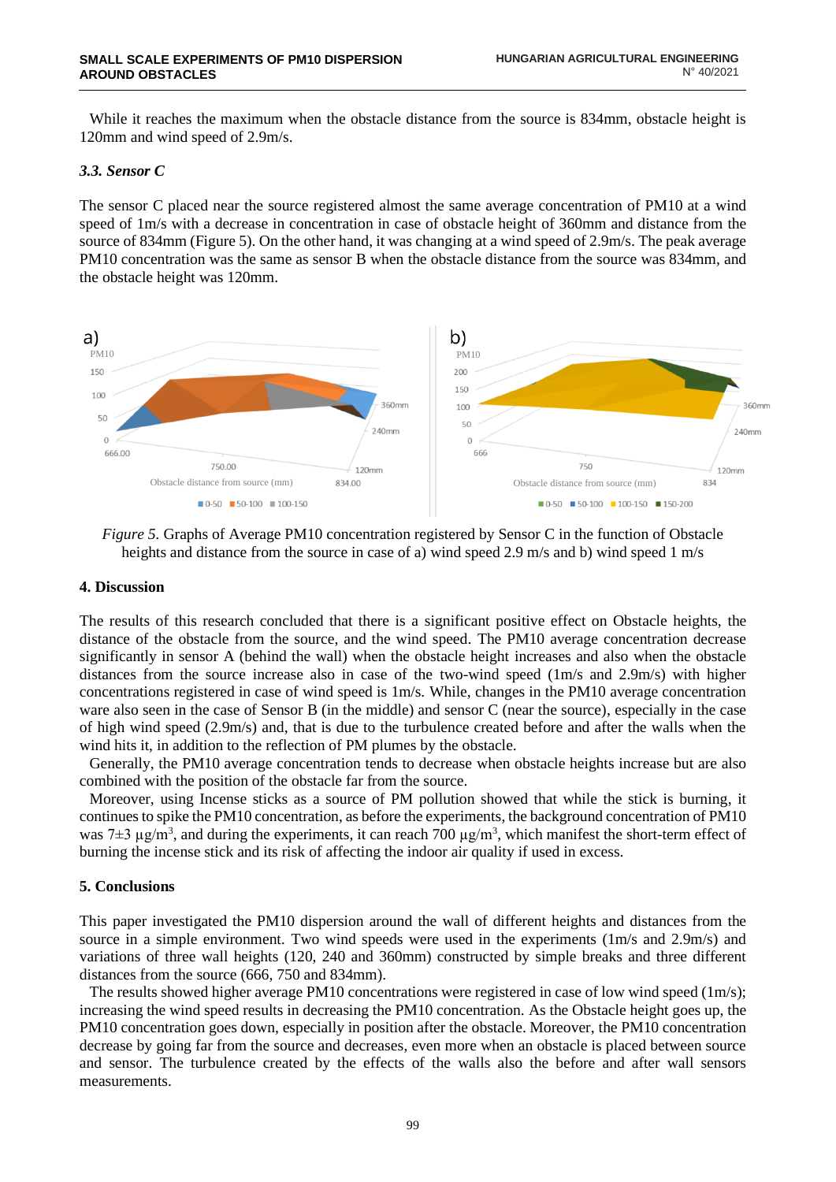While it reaches the maximum when the obstacle distance from the source is 834mm, obstacle height is 120mm and wind speed of 2.9m/s.

### *3.3. Sensor C*

The sensor C placed near the source registered almost the same average concentration of PM10 at a wind speed of 1m/s with a decrease in concentration in case of obstacle height of 360mm and distance from the source of 834mm (Figure 5). On the other hand, it was changing at a wind speed of 2.9m/s. The peak average PM10 concentration was the same as sensor B when the obstacle distance from the source was 834mm, and the obstacle height was 120mm.

a)

PM10

150

100

50

0

666.00

750.00

834.00

Obstacle distance from source (mm)

120mm

240mm

360mm

0-50 50-100 100-150

b)

PM10

200

150

100

50

0

666

750

834

Obstacle distance from source (mm)

120mm

240mm

360mm

0-50 50-100 100-150 150-200

*Figure 5.* Graphs of Average PM10 concentration registered by Sensor C in the function of Obstacle heights and distance from the source in case of a) wind speed 2.9 m/s and b) wind speed 1 m/s

## 4. Discussion

The results of this research concluded that there is a significant positive effect on Obstacle heights, the distance of the obstacle from the source, and the wind speed. The PM10 average concentration decrease significantly in sensor A (behind the wall) when the obstacle height increases and also when the obstacle distances from the source increase also in case of the two-wind speed (1m/s and 2.9m/s) with higher concentrations registered in case of wind speed is 1m/s. While, changes in the PM10 average concentration ware also seen in the case of Sensor B (in the middle) and sensor C (near the source), especially in the case of high wind speed (2.9m/s) and, that is due to the turbulence created before and after the walls when the wind hits it, in addition to the reflection of PM plumes by the obstacle.

Generally, the PM10 average concentration tends to decrease when obstacle heights increase but are also combined with the position of the obstacle far from the source.

Moreover, using Incense sticks as a source of PM pollution showed that while the stick is burning, it continues to spike the PM10 concentration, as before the experiments, the background concentration of PM10 was 7±3 μg/m$^3$, and during the experiments, it can reach 700 μg/m$^3$, which manifest the short-term effect of burning the incense stick and its risk of affecting the indoor air quality if used in excess.

## 5. Conclusions

This paper investigated the PM10 dispersion around the wall of different heights and distances from the source in a simple environment. Two wind speeds were used in the experiments (1m/s and 2.9m/s) and variations of three wall heights (120, 240 and 360mm) constructed by simple breaks and three different distances from the source (666, 750 and 834mm).

The results showed higher average PM10 concentrations were registered in case of low wind speed (1m/s); increasing the wind speed results in decreasing the PM10 concentration. As the Obstacle height goes up, the PM10 concentration goes down, especially in position after the obstacle. Moreover, the PM10 concentration decrease by going far from the source and decreases, even more when an obstacle is placed between source and sensor. The turbulence created by the effects of the walls also the before and after wall sensors measurements.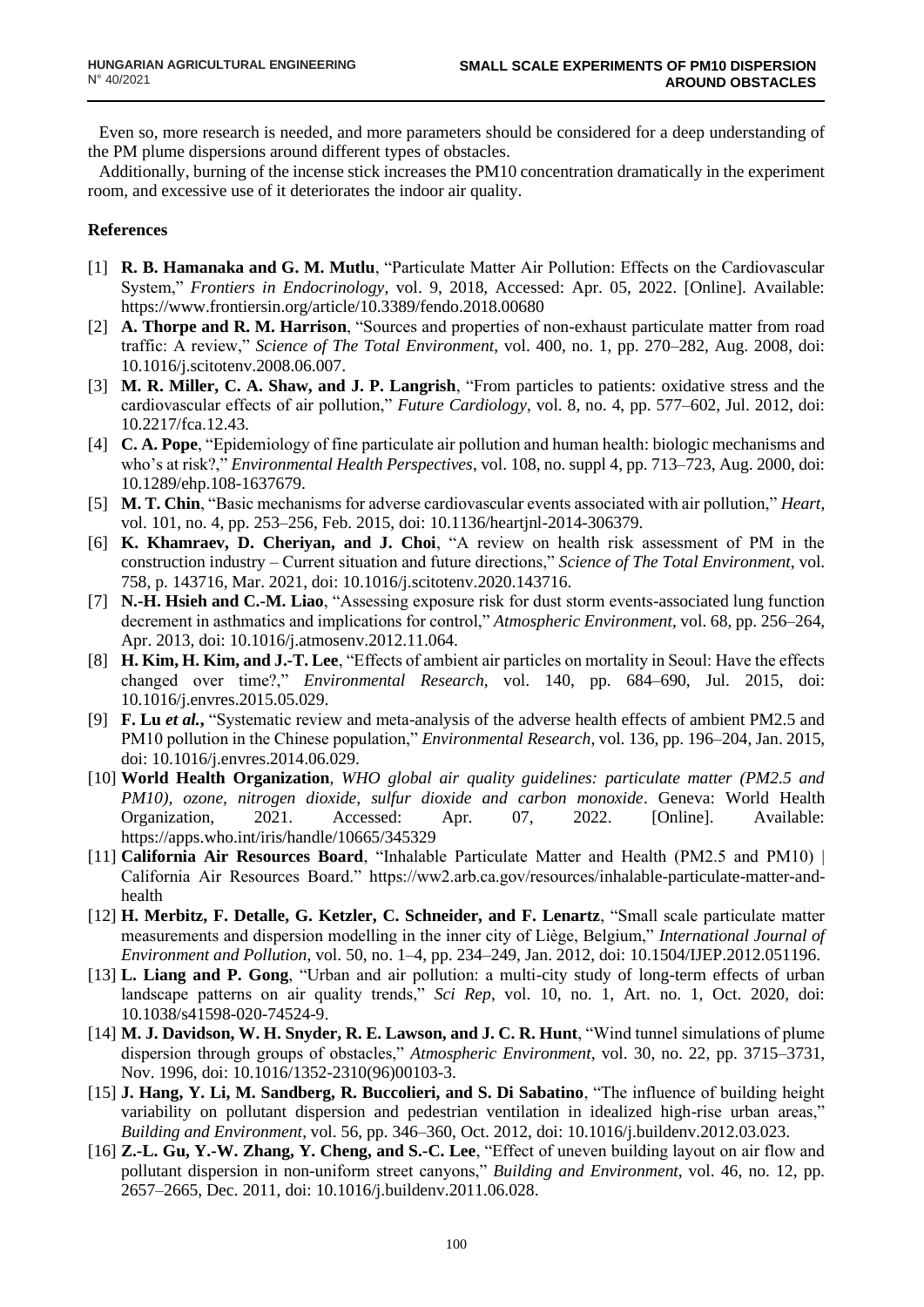Even so, more research is needed, and more parameters should be considered for a deep understanding of the PM plume dispersions around different types of obstacles.

Additionally, burning of the incense stick increases the PM10 concentration dramatically in the experiment room, and excessive use of it deteriorates the indoor air quality.

**References**

[1] **R. B. Hamanaka and G. M. Mutlu**, "Particulate Matter Air Pollution: Effects on the Cardiovascular System," *Frontiers in Endocrinology*, vol. 9, 2018, Accessed: Apr. 05, 2022. [Online]. Available: https://www.frontiersin.org/article/10.3389/fendo.2018.00680

[2] **A. Thorpe and R. M. Harrison**, "Sources and properties of non-exhaust particulate matter from road traffic: A review," *Science of The Total Environment*, vol. 400, no. 1, pp. 270–282, Aug. 2008, doi: 10.1016/j.scitotenv.2008.06.007.

[3] **M. R. Miller, C. A. Shaw, and J. P. Langrish**, "From particles to patients: oxidative stress and the cardiovascular effects of air pollution," *Future Cardiology*, vol. 8, no. 4, pp. 577–602, Jul. 2012, doi: 10.2217/fca.12.43.

[4] **C. A. Pope**, "Epidemiology of fine particulate air pollution and human health: biologic mechanisms and who's at risk?," *Environmental Health Perspectives*, vol. 108, no. suppl 4, pp. 713–723, Aug. 2000, doi: 10.1289/ehp.108-1637679.

[5] **M. T. Chin**, "Basic mechanisms for adverse cardiovascular events associated with air pollution," *Heart*, vol. 101, no. 4, pp. 253–256, Feb. 2015, doi: 10.1136/heartjnl-2014-306379.

[6] **K. Khamraev, D. Cheriyan, and J. Choi**, "A review on health risk assessment of PM in the construction industry – Current situation and future directions," *Science of The Total Environment*, vol. 758, p. 143716, Mar. 2021, doi: 10.1016/j.scitotenv.2020.143716.

[7] **N.-H. Hsieh and C.-M. Liao**, "Assessing exposure risk for dust storm events-associated lung function decrement in asthmatics and implications for control," *Atmospheric Environment*, vol. 68, pp. 256–264, Apr. 2013, doi: 10.1016/j.atmosenv.2012.11.064.

[8] **H. Kim, H. Kim, and J.-T. Lee**, "Effects of ambient air particles on mortality in Seoul: Have the effects changed over time?," *Environmental Research*, vol. 140, pp. 684–690, Jul. 2015, doi: 10.1016/j.envres.2015.05.029.

[9] **F. Lu *et al.***, "Systematic review and meta-analysis of the adverse health effects of ambient PM2.5 and PM10 pollution in the Chinese population," *Environmental Research*, vol. 136, pp. 196–204, Jan. 2015, doi: 10.1016/j.envres.2014.06.029.

[10] **World Health Organization**, *WHO global air quality guidelines: particulate matter (PM2.5 and PM10), ozone, nitrogen dioxide, sulfur dioxide and carbon monoxide*. Geneva: World Health Organization, 2021. Accessed: Apr. 07, 2022. [Online]. Available: https://apps.who.int/iris/handle/10665/345329

[11] **California Air Resources Board**, "Inhalable Particulate Matter and Health (PM2.5 and PM10) | California Air Resources Board." https://ww2.arb.ca.gov/resources/inhalable-particulate-matter-and-health

[12] **H. Merbitz, F. Detalle, G. Ketzler, C. Schneider, and F. Lenartz**, "Small scale particulate matter measurements and dispersion modelling in the inner city of Liège, Belgium," *International Journal of Environment and Pollution*, vol. 50, no. 1–4, pp. 234–249, Jan. 2012, doi: 10.1504/IJEP.2012.051196.

[13] **L. Liang and P. Gong**, "Urban and air pollution: a multi-city study of long-term effects of urban landscape patterns on air quality trends," *Sci Rep*, vol. 10, no. 1, Art. no. 1, Oct. 2020, doi: 10.1038/s41598-020-74524-9.

[14] **M. J. Davidson, W. H. Snyder, R. E. Lawson, and J. C. R. Hunt**, "Wind tunnel simulations of plume dispersion through groups of obstacles," *Atmospheric Environment*, vol. 30, no. 22, pp. 3715–3731, Nov. 1996, doi: 10.1016/1352-2310(96)00103-3.

[15] **J. Hang, Y. Li, M. Sandberg, R. Buccolieri, and S. Di Sabatino**, "The influence of building height variability on pollutant dispersion and pedestrian ventilation in idealized high-rise urban areas," *Building and Environment*, vol. 56, pp. 346–360, Oct. 2012, doi: 10.1016/j.buildenv.2012.03.023.

[16] **Z.-L. Gu, Y.-W. Zhang, Y. Cheng, and S.-C. Lee**, "Effect of uneven building layout on air flow and pollutant dispersion in non-uniform street canyons," *Building and Environment*, vol. 46, no. 12, pp. 2657–2665, Dec. 2011, doi: 10.1016/j.buildenv.2011.06.028.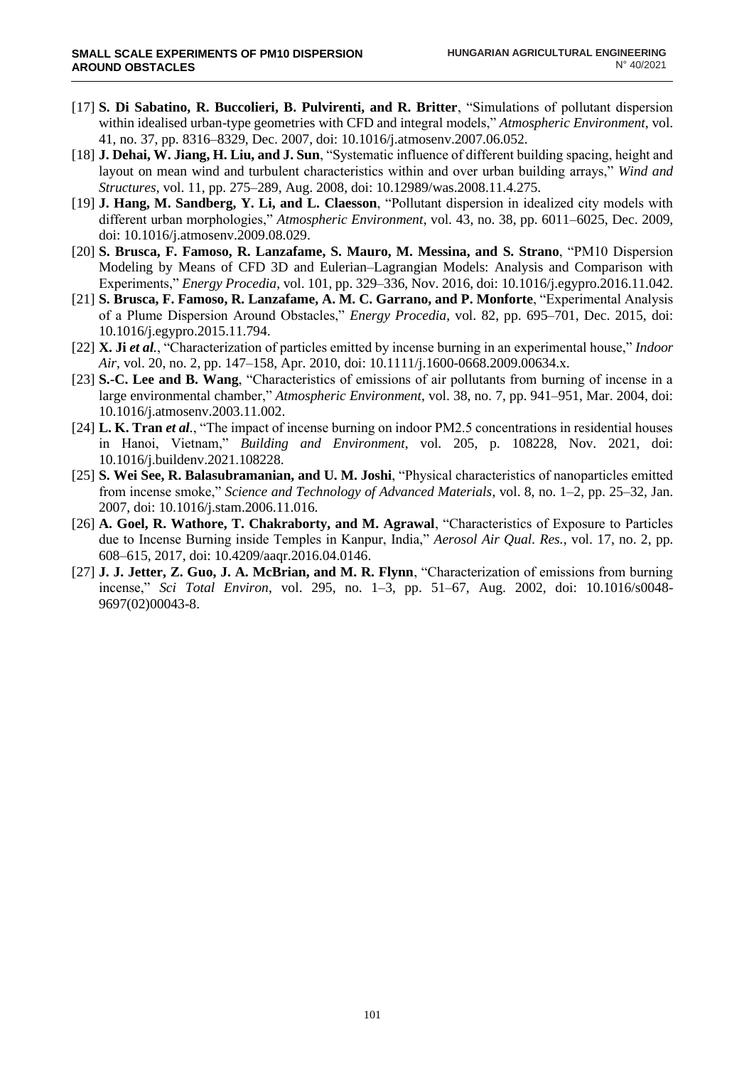[17] **S. Di Sabatino, R. Buccolieri, B. Pulvirenti, and R. Britter**, "Simulations of pollutant dispersion within idealised urban-type geometries with CFD and integral models," *Atmospheric Environment*, vol. 41, no. 37, pp. 8316–8329, Dec. 2007, doi: 10.1016/j.atmosenv.2007.06.052.

[18] **J. Dehai, W. Jiang, H. Liu, and J. Sun**, "Systematic influence of different building spacing, height and layout on mean wind and turbulent characteristics within and over urban building arrays," *Wind and Structures*, vol. 11, pp. 275–289, Aug. 2008, doi: 10.12989/was.2008.11.4.275.

[19] **J. Hang, M. Sandberg, Y. Li, and L. Claesson**, "Pollutant dispersion in idealized city models with different urban morphologies," *Atmospheric Environment*, vol. 43, no. 38, pp. 6011–6025, Dec. 2009, doi: 10.1016/j.atmosenv.2009.08.029.

[20] **S. Brusca, F. Famoso, R. Lanzafame, S. Mauro, M. Messina, and S. Strano**, "PM10 Dispersion Modeling by Means of CFD 3D and Eulerian–Lagrangian Models: Analysis and Comparison with Experiments," *Energy Procedia*, vol. 101, pp. 329–336, Nov. 2016, doi: 10.1016/j.egypro.2016.11.042.

[21] **S. Brusca, F. Famoso, R. Lanzafame, A. M. C. Garrano, and P. Monforte**, "Experimental Analysis of a Plume Dispersion Around Obstacles," *Energy Procedia*, vol. 82, pp. 695–701, Dec. 2015, doi: 10.1016/j.egypro.2015.11.794.

[22] **X. Ji *et al.***, "Characterization of particles emitted by incense burning in an experimental house," *Indoor Air*, vol. 20, no. 2, pp. 147–158, Apr. 2010, doi: 10.1111/j.1600-0668.2009.00634.x.

[23] **S.-C. Lee and B. Wang**, "Characteristics of emissions of air pollutants from burning of incense in a large environmental chamber," *Atmospheric Environment*, vol. 38, no. 7, pp. 941–951, Mar. 2004, doi: 10.1016/j.atmosenv.2003.11.002.

[24] **L. K. Tran *et al.***, "The impact of incense burning on indoor PM2.5 concentrations in residential houses in Hanoi, Vietnam," *Building and Environment*, vol. 205, p. 108228, Nov. 2021, doi: 10.1016/j.buildenv.2021.108228.

[25] **S. Wei See, R. Balasubramanian, and U. M. Joshi**, "Physical characteristics of nanoparticles emitted from incense smoke," *Science and Technology of Advanced Materials*, vol. 8, no. 1–2, pp. 25–32, Jan. 2007, doi: 10.1016/j.stam.2006.11.016.

[26] **A. Goel, R. Wathore, T. Chakraborty, and M. Agrawal**, "Characteristics of Exposure to Particles due to Incense Burning inside Temples in Kanpur, India," *Aerosol Air Qual. Res.*, vol. 17, no. 2, pp. 608–615, 2017, doi: 10.4209/aaqr.2016.04.0146.

[27] **J. J. Jetter, Z. Guo, J. A. McBrian, and M. R. Flynn**, "Characterization of emissions from burning incense," *Sci Total Environ*, vol. 295, no. 1–3, pp. 51–67, Aug. 2002, doi: 10.1016/s0048-9697(02)00043-8.